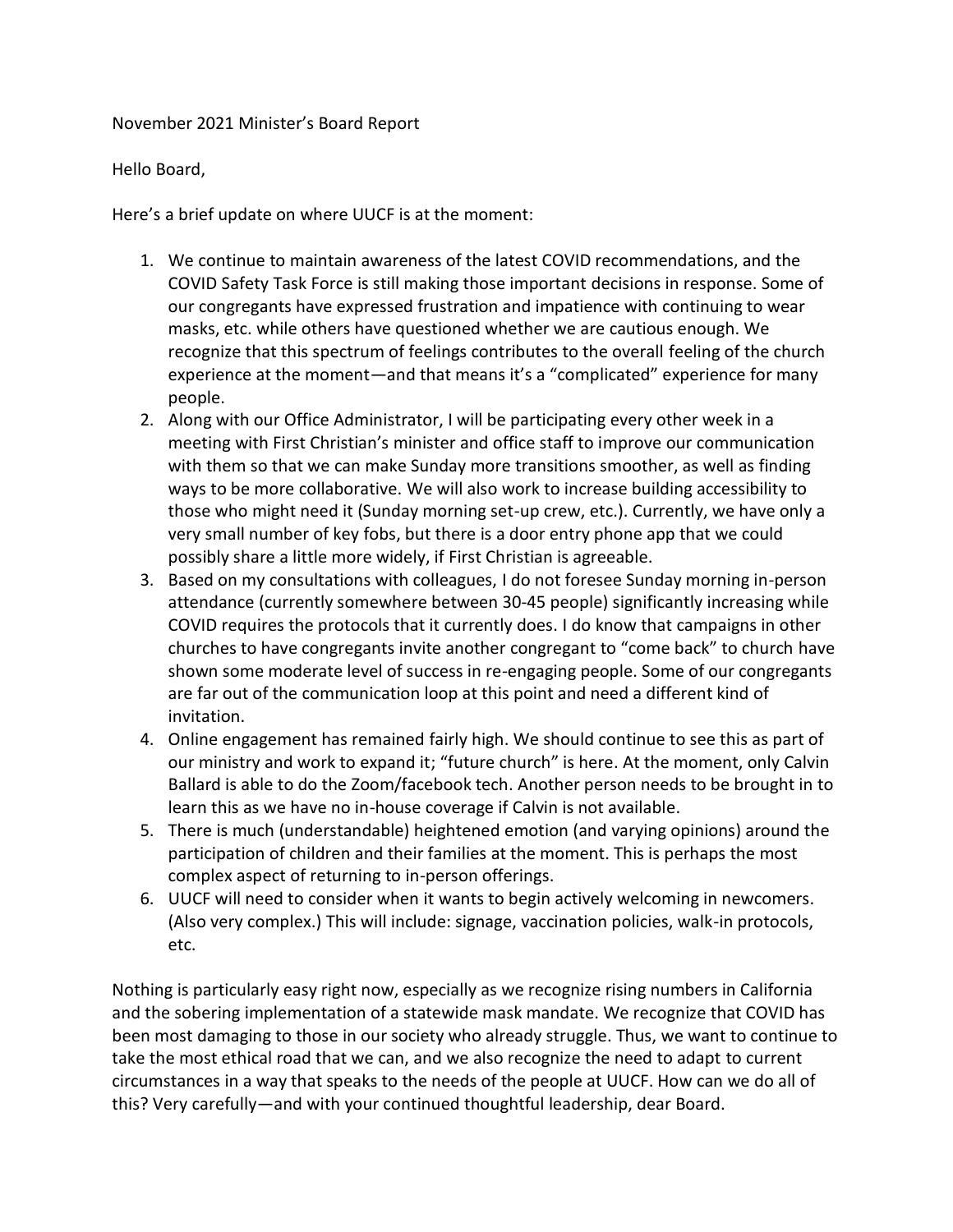November 2021 Minister's Board Report

Hello Board,

Here's a brief update on where UUCF is at the moment:

1. We continue to maintain awareness of the latest COVID recommendations, and the COVID Safety Task Force is still making those important decisions in response. Some of our congregants have expressed frustration and impatience with continuing to wear masks, etc. while others have questioned whether we are cautious enough. We recognize that this spectrum of feelings contributes to the overall feeling of the church experience at the moment—and that means it's a "complicated" experience for many people.
2. Along with our Office Administrator, I will be participating every other week in a meeting with First Christian's minister and office staff to improve our communication with them so that we can make Sunday more transitions smoother, as well as finding ways to be more collaborative. We will also work to increase building accessibility to those who might need it (Sunday morning set-up crew, etc.). Currently, we have only a very small number of key fobs, but there is a door entry phone app that we could possibly share a little more widely, if First Christian is agreeable.
3. Based on my consultations with colleagues, I do not foresee Sunday morning in-person attendance (currently somewhere between 30-45 people) significantly increasing while COVID requires the protocols that it currently does. I do know that campaigns in other churches to have congregants invite another congregant to "come back" to church have shown some moderate level of success in re-engaging people. Some of our congregants are far out of the communication loop at this point and need a different kind of invitation.
4. Online engagement has remained fairly high. We should continue to see this as part of our ministry and work to expand it; "future church" is here. At the moment, only Calvin Ballard is able to do the Zoom/facebook tech. Another person needs to be brought in to learn this as we have no in-house coverage if Calvin is not available.
5. There is much (understandable) heightened emotion (and varying opinions) around the participation of children and their families at the moment. This is perhaps the most complex aspect of returning to in-person offerings.
6. UUCF will need to consider when it wants to begin actively welcoming in newcomers. (Also very complex.) This will include: signage, vaccination policies, walk-in protocols, etc.

Nothing is particularly easy right now, especially as we recognize rising numbers in California and the sobering implementation of a statewide mask mandate. We recognize that COVID has been most damaging to those in our society who already struggle. Thus, we want to continue to take the most ethical road that we can, and we also recognize the need to adapt to current circumstances in a way that speaks to the needs of the people at UUCF. How can we do all of this? Very carefully—and with your continued thoughtful leadership, dear Board.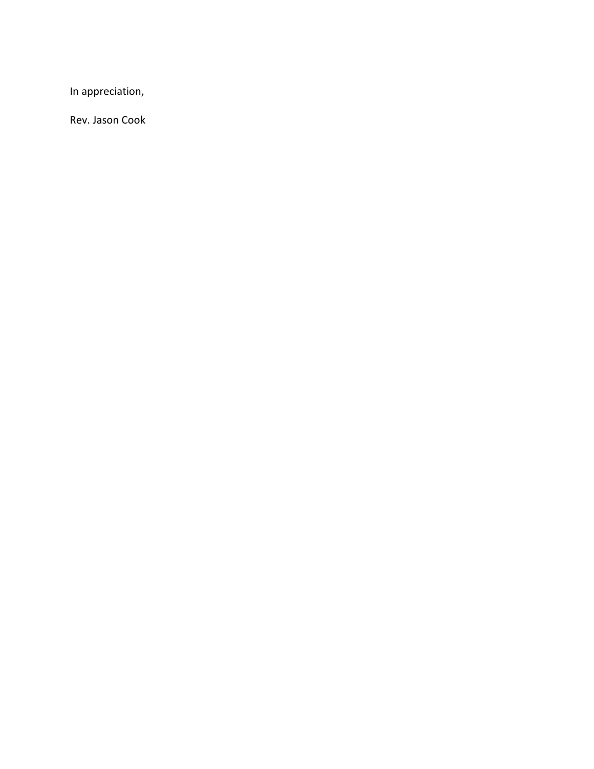In appreciation,

Rev. Jason Cook